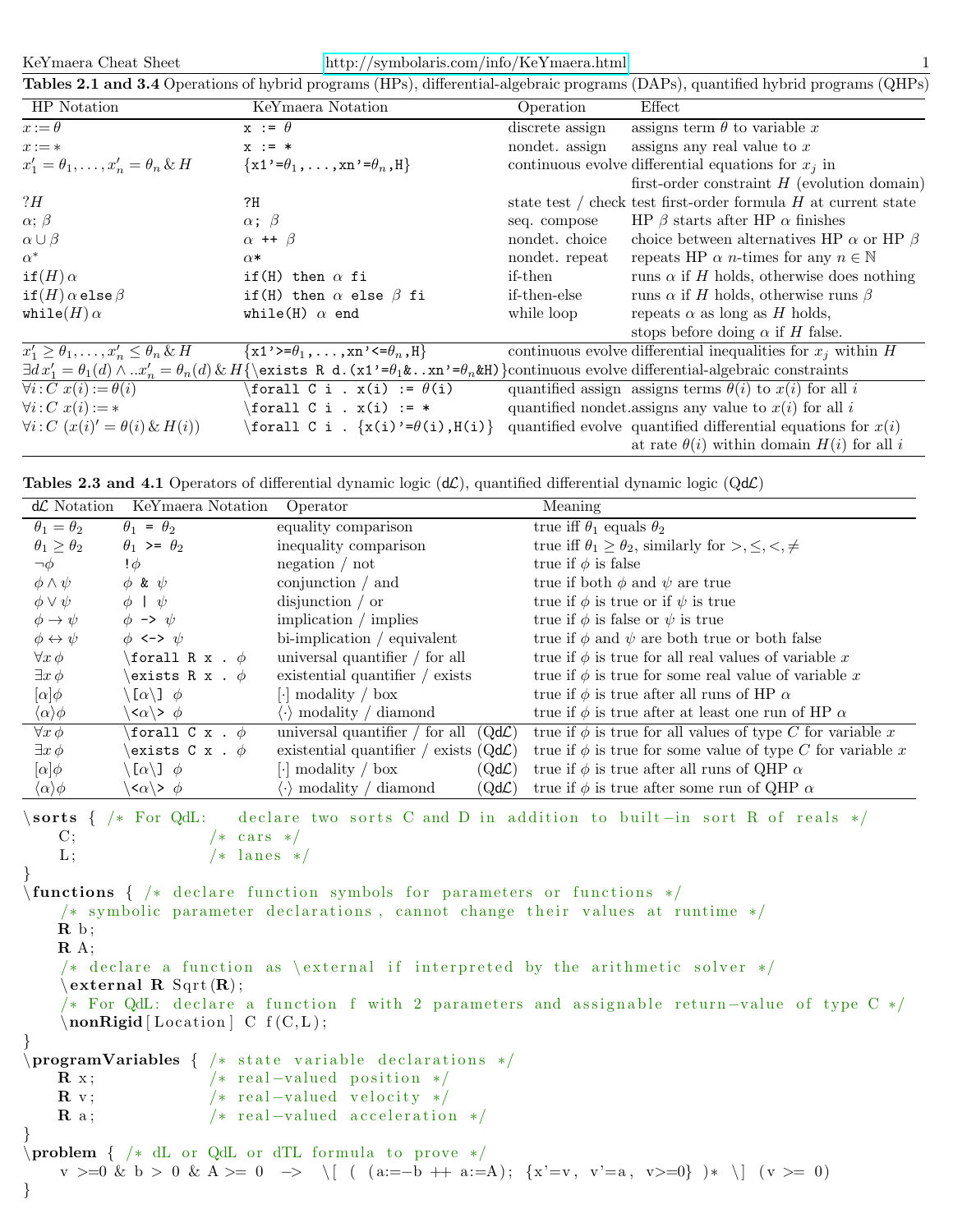**Tables 2.1 and 3.4** Operations of hybrid programs (HPs), differential-algebraic programs (DAPs), quantified hybrid programs (QHPs)

| HP Notation | KeYmaera Notation | Operation | Effect |
|---|---|---|---|
| $x := \theta$ | `x := θ` | discrete assign | assigns term $\theta$ to variable $x$ |
| $x := *$ | `x := *` | nondet. assign | assigns any real value to $x$ |
| $x_1' = \theta_1, \ldots, x_n' = \theta_n \,\&\, H$ | `{x1'=θ1,...,xn'=θn,H}` | continuous evolve | differential equations for $x_j$ in first-order constraint $H$ (evolution domain) |
| $?H$ | `?H` | state test / check | test first-order formula $H$ at current state |
| $\alpha; \beta$ | `α; β` | seq. compose | HP $\beta$ starts after HP $\alpha$ finishes |
| $\alpha \cup \beta$ | `α ++ β` | nondet. choice | choice between alternatives HP $\alpha$ or HP $\beta$ |
| $\alpha^*$ | `α*` | nondet. repeat | repeats HP $\alpha$ $n$-times for any $n \in \mathbb{N}$ |
| $\mathtt{if}(H)\,\alpha$ | `if(H) then α fi` | if-then | runs $\alpha$ if $H$ holds, otherwise does nothing |
| $\mathtt{if}(H)\,\alpha\,\mathtt{else}\,\beta$ | `if(H) then α else β fi` | if-then-else | runs $\alpha$ if $H$ holds, otherwise runs $\beta$ |
| $\mathtt{while}(H)\,\alpha$ | `while(H) α end` | while loop | repeats $\alpha$ as long as $H$ holds, stops before doing $\alpha$ if $H$ false. |
| $x_1' \geq \theta_1, \ldots, x_n' \leq \theta_n \,\&\, H$ | `{x1'>=θ1,...,xn'<=θn,H}` | continuous evolve | differential inequalities for $x_j$ within $H$ |
| $\exists d\, x_1' = \theta_1(d) \wedge .. x_n' = \theta_n(d) \,\&\, H$ | `{\exists R d.(x1'=θ1&..xn'=θn&H)}` | continuous evolve | differential-algebraic constraints |
| $\forall i\!:\!C\ x(i) := \theta(i)$ | `\forall C i . x(i) := θ(i)` | quantified assign | assigns terms $\theta(i)$ to $x(i)$ for all $i$ |
| $\forall i\!:\!C\ x(i) := *$ | `\forall C i . x(i) := *` | quantified nondet. | assigns any value to $x(i)$ for all $i$ |
| $\forall i\!:\!C\ (x(i)' = \theta(i) \,\&\, H(i))$ | `\forall C i . {x(i)'=θ(i),H(i)}` | quantified evolve | quantified differential equations for $x(i)$ at rate $\theta(i)$ within domain $H(i)$ for all $i$ |

**Tables 2.3 and 4.1** Operators of differential dynamic logic (d$\mathcal{L}$), quantified differential dynamic logic (Qd$\mathcal{L}$)

| d$\mathcal{L}$ Notation | KeYmaera Notation | Operator | Meaning |
|---|---|---|---|
| $\theta_1 = \theta_2$ | `θ1 = θ2` | equality comparison | true iff $\theta_1$ equals $\theta_2$ |
| $\theta_1 \geq \theta_2$ | `θ1 >= θ2` | inequality comparison | true iff $\theta_1 \geq \theta_2$, similarly for $>, \leq, <, \neq$ |
| $\neg\phi$ | `!φ` | negation / not | true if $\phi$ is false |
| $\phi \wedge \psi$ | `φ & ψ` | conjunction / and | true if both $\phi$ and $\psi$ are true |
| $\phi \vee \psi$ | `φ \| ψ` | disjunction / or | true if $\phi$ is true or if $\psi$ is true |
| $\phi \to \psi$ | `φ -> ψ` | implication / implies | true if $\phi$ is false or $\psi$ is true |
| $\phi \leftrightarrow \psi$ | `φ <-> ψ` | bi-implication / equivalent | true if $\phi$ and $\psi$ are both true or both false |
| $\forall x\, \phi$ | `\forall R x . φ` | universal quantifier / for all | true if $\phi$ is true for all real values of variable $x$ |
| $\exists x\, \phi$ | `\exists R x . φ` | existential quantifier / exists | true if $\phi$ is true for some real value of variable $x$ |
| $[\alpha]\phi$ | `\[α\] φ` | $[\cdot]$ modality / box | true if $\phi$ is true after all runs of HP $\alpha$ |
| $\langle\alpha\rangle\phi$ | `\<α\> φ` | $\langle\cdot\rangle$ modality / diamond | true if $\phi$ is true after at least one run of HP $\alpha$ |
| $\forall x\, \phi$ | `\forall C x . φ` | universal quantifier / for all (Qd$\mathcal{L}$) | true if $\phi$ is true for all values of type $C$ for variable $x$ |
| $\exists x\, \phi$ | `\exists C x . φ` | existential quantifier / exists (Qd$\mathcal{L}$) | true if $\phi$ is true for some value of type $C$ for variable $x$ |
| $[\alpha]\phi$ | `\[α\] φ` | $[\cdot]$ modality / box (Qd$\mathcal{L}$) | true if $\phi$ is true after all runs of QHP $\alpha$ |
| $\langle\alpha\rangle\phi$ | `\<α\> φ` | $\langle\cdot\rangle$ modality / diamond (Qd$\mathcal{L}$) | true if $\phi$ is true after some run of QHP $\alpha$ |

```
\sorts { /* For QdL:   declare two sorts C and D in addition to built-in sort R of reals */
    C;                /* cars */
    L;                /* lanes */
}
\functions { /* declare function symbols for parameters or functions */
    /* symbolic parameter declarations, cannot change their values at runtime */
    R b;
    R A;
    /* declare a function as \external if interpreted by the arithmetic solver */
    \external R Sqrt(R);
    /* For QdL: declare a function f with 2 parameters and assignable return-value of type C */
    \nonRigid[Location] C f(C,L);
}
\programVariables { /* state variable declarations */
    R x;              /* real-valued position */
    R v;              /* real-valued velocity */
    R a;              /* real-valued acceleration */
}
\problem { /* dL or QdL or dTL formula to prove */
    v >=0 & b > 0 & A >= 0  ->  \[ ( (a:=-b ++ a:=A); {x'=v, v'=a, v>=0} )* \] (v >= 0)
}
```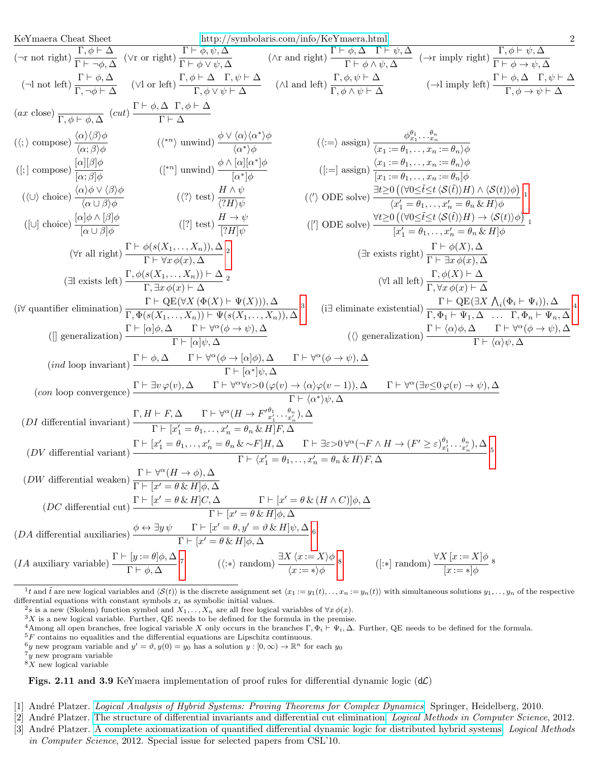(¬r not right) $\dfrac{\Gamma, \phi \vdash \Delta}{\Gamma \vdash \neg\phi, \Delta}$ (∨r or right) $\dfrac{\Gamma \vdash \phi, \psi, \Delta}{\Gamma \vdash \phi \vee \psi, \Delta}$ (∧r and right) $\dfrac{\Gamma \vdash \phi, \Delta \quad \Gamma \vdash \psi, \Delta}{\Gamma \vdash \phi \wedge \psi, \Delta}$ (→r imply right) $\dfrac{\Gamma, \phi \vdash \psi, \Delta}{\Gamma \vdash \phi \rightarrow \psi, \Delta}$

(¬l not left) $\dfrac{\Gamma \vdash \phi, \Delta}{\Gamma, \neg\phi \vdash \Delta}$ (∨l or left) $\dfrac{\Gamma, \phi \vdash \Delta \quad \Gamma, \psi \vdash \Delta}{\Gamma, \phi \vee \psi \vdash \Delta}$ (∧l and left) $\dfrac{\Gamma, \phi, \psi \vdash \Delta}{\Gamma, \phi \wedge \psi \vdash \Delta}$ (→l imply left) $\dfrac{\Gamma \vdash \phi, \Delta \quad \Gamma, \psi \vdash \Delta}{\Gamma, \phi \rightarrow \psi \vdash \Delta}$

(*ax* close) $\dfrac{}{\Gamma, \phi \vdash \phi, \Delta}$ (*cut*) $\dfrac{\Gamma \vdash \phi, \Delta \quad \Gamma, \phi \vdash \Delta}{\Gamma \vdash \Delta}$

(⟨;⟩ compose) $\dfrac{\langle\alpha\rangle\langle\beta\rangle\phi}{\langle\alpha;\beta\rangle\phi}$ (⟨*ⁿ⟩ unwind) $\dfrac{\phi \vee \langle\alpha\rangle\langle\alpha^*\rangle\phi}{\langle\alpha^*\rangle\phi}$ (⟨:=⟩ assign) $\dfrac{\phi_{x_1}^{\theta_1}\cdots{}_{x_n}^{\theta_n}}{\langle x_1 := \theta_1, .., x_n := \theta_n\rangle\phi}$

([;] compose) $\dfrac{[\alpha][\beta]\phi}{[\alpha;\beta]\phi}$ ([*ⁿ] unwind) $\dfrac{\phi \wedge [\alpha][\alpha^*]\phi}{[\alpha^*]\phi}$ ([:=] assign) $\dfrac{\langle x_1 := \theta_1, .., x_n := \theta_n\rangle\phi}{[x_1 := \theta_1, .., x_n := \theta_n]\phi}$

(⟨∪⟩ choice) $\dfrac{\langle\alpha\rangle\phi \vee \langle\beta\rangle\phi}{\langle\alpha \cup \beta\rangle\phi}$ (⟨?⟩ test) $\dfrac{H \wedge \psi}{\langle ?H\rangle\psi}$ (⟨′⟩ ODE solve) $\dfrac{\exists t{\geq}0\, \big((\forall 0{\leq}\tilde{t}{\leq}t\, \langle\mathcal{S}(\tilde{t})\rangle H) \wedge \langle\mathcal{S}(t)\rangle\phi\big)}{\langle x_1' = \theta_1, .., x_n' = \theta_n \,\&\, H\rangle\phi}$ [1]

([∪] choice) $\dfrac{[\alpha]\phi \wedge [\beta]\phi}{[\alpha \cup \beta]\phi}$ ([?] test) $\dfrac{H \rightarrow \psi}{[?H]\psi}$ ([′] ODE solve) $\dfrac{\forall t{\geq}0\, \big((\forall 0{\leq}\tilde{t}{\leq}t\, \langle\mathcal{S}(\tilde{t})\rangle H) \rightarrow \langle\mathcal{S}(t)\rangle\phi\big)}{[x_1' = \theta_1, .., x_n' = \theta_n \,\&\, H]\phi}$ [1]

(∀r all right) $\dfrac{\Gamma \vdash \phi(s(X_1, .., X_n)), \Delta}{\Gamma \vdash \forall x\, \phi(x), \Delta}$ [2] (∃r exists right) $\dfrac{\Gamma \vdash \phi(X), \Delta}{\Gamma \vdash \exists x\, \phi(x), \Delta}$

(∃l exists left) $\dfrac{\Gamma, \phi(s(X_1, .., X_n)) \vdash \Delta}{\Gamma, \exists x\, \phi(x) \vdash \Delta}$ [2] (∀l all left) $\dfrac{\Gamma, \phi(X) \vdash \Delta}{\Gamma, \forall x\, \phi(x) \vdash \Delta}$

(i∀ quantifier elimination) $\dfrac{\Gamma \vdash \mathrm{QE}(\forall X\, (\Phi(X) \vdash \Psi(X))), \Delta}{\Gamma, \Phi(s(X_1, .., X_n)) \vdash \Psi(s(X_1, .., X_n)), \Delta}$ [3] (i∃ eliminate existential) $\dfrac{\Gamma \vdash \mathrm{QE}(\exists X \bigwedge_i (\Phi_i \vdash \Psi_i)), \Delta}{\Gamma, \Phi_1 \vdash \Psi_1, \Delta \quad \ldots \quad \Gamma, \Phi_n \vdash \Psi_n, \Delta}$ [4]

([] generalization) $\dfrac{\Gamma \vdash [\alpha]\phi, \Delta \qquad \Gamma \vdash \forall^\alpha(\phi \rightarrow \psi), \Delta}{\Gamma \vdash [\alpha]\psi, \Delta}$ (⟨⟩ generalization) $\dfrac{\Gamma \vdash \langle\alpha\rangle\phi, \Delta \qquad \Gamma \vdash \forall^\alpha(\phi \rightarrow \psi), \Delta}{\Gamma \vdash \langle\alpha\rangle\psi, \Delta}$

(*ind* loop invariant) $\dfrac{\Gamma \vdash \phi, \Delta \qquad \Gamma \vdash \forall^\alpha(\phi \rightarrow [\alpha]\phi), \Delta \qquad \Gamma \vdash \forall^\alpha(\phi \rightarrow \psi), \Delta}{\Gamma \vdash [\alpha^*]\psi, \Delta}$

(*con* loop convergence) $\dfrac{\Gamma \vdash \exists v\, \varphi(v), \Delta \qquad \Gamma \vdash \forall^\alpha \forall v{>}0\, (\varphi(v) \rightarrow \langle\alpha\rangle\varphi(v-1)), \Delta \qquad \Gamma \vdash \forall^\alpha(\exists v{\leq}0\, \varphi(v) \rightarrow \psi), \Delta}{\Gamma \vdash \langle\alpha^*\rangle\psi, \Delta}$

(*DI* differential invariant) $\dfrac{\Gamma, H \vdash F, \Delta \qquad \Gamma \vdash \forall^\alpha(H \rightarrow F'^{\theta_1}_{x_1'}\cdots{}^{\theta_n}_{x_n'}), \Delta}{\Gamma \vdash [x_1' = \theta_1, .., x_n' = \theta_n \,\&\, H]F, \Delta}$

(*DV* differential variant) $\dfrac{\Gamma \vdash [x_1' = \theta_1, .., x_n' = \theta_n \,\&\, {\sim}F]H, \Delta \qquad \Gamma \vdash \exists \varepsilon{>}0\, \forall^\alpha(\neg F \wedge H \rightarrow (F' \geq \varepsilon)^{\theta_1}_{x_1'}\cdots{}^{\theta_n}_{x_n'}), \Delta}{\Gamma \vdash \langle x_1' = \theta_1, .., x_n' = \theta_n \,\&\, H\rangle F, \Delta}$ [5]

(*DW* differential weaken) $\dfrac{\Gamma \vdash \forall^\alpha(H \rightarrow \phi), \Delta}{\Gamma \vdash [x' = \theta \,\&\, H]\phi, \Delta}$

(*DC* differential cut) $\dfrac{\Gamma \vdash [x' = \theta \,\&\, H]C, \Delta \qquad \Gamma \vdash [x' = \theta \,\&\, (H \wedge C)]\phi, \Delta}{\Gamma \vdash [x' = \theta \,\&\, H]\phi, \Delta}$

(*DA* differential auxiliaries) $\dfrac{\phi \leftrightarrow \exists y\, \psi \qquad \Gamma \vdash [x' = \theta, y' = \vartheta \,\&\, H]\psi, \Delta}{\Gamma \vdash [x' = \theta \,\&\, H]\phi, \Delta}$ [6]

(*IA* auxiliary variable) $\dfrac{\Gamma \vdash [y := \theta]\phi, \Delta}{\Gamma \vdash \phi, \Delta}$ [7] (⟨:∗⟩ random) $\dfrac{\exists X\, \langle x := X\rangle\phi}{\langle x := *\rangle\phi}$ [8] ([:∗] random) $\dfrac{\forall X\, [x := X]\phi}{[x := *]\phi}$ [8]

---

[1] $t$ and $\tilde{t}$ are new logical variables and $\langle\mathcal{S}(t)\rangle$ is the discrete assignment set $\langle x_1 := y_1(t), .., x_n := y_n(t)\rangle$ with simultaneous solutions $y_1, .., y_n$ of the respective differential equations with constant symbols $x_i$ as symbolic initial values.

[2] $s$ is a new (Skolem) function symbol and $X_1, .., X_n$ are all free logical variables of $\forall x\, \phi(x)$.

[3] $X$ is a new logical variable. Further, QE needs to be defined for the formula in the premise.

[4] Among all open branches, free logical variable $X$ only occurs in the branches $\Gamma, \Phi_i \vdash \Psi_i, \Delta$. Further, QE needs to be defined for the formula.

[5] $F$ contains no equalities and the differential equations are Lipschitz continuous.

[6] $y$ new program variable and $y' = \vartheta, y(0) = y_0$ has a solution $y : [0, \infty) \rightarrow \mathbb{R}^n$ for each $y_0$

[7] $y$ new program variable

[8] $X$ new logical variable

**Figs. 2.11 and 3.9** KeYmaera implementation of proof rules for differential dynamic logic (d$\mathcal{L}$)

[1] André Platzer. *Logical Analysis of Hybrid Systems: Proving Theorems for Complex Dynamics*. Springer, Heidelberg, 2010.

[2] André Platzer. The structure of differential invariants and differential cut elimination. *Logical Methods in Computer Science*, 2012.

[3] André Platzer. A complete axiomatization of quantified differential dynamic logic for distributed hybrid systems. *Logical Methods in Computer Science*, 2012. Special issue for selected papers from CSL'10.